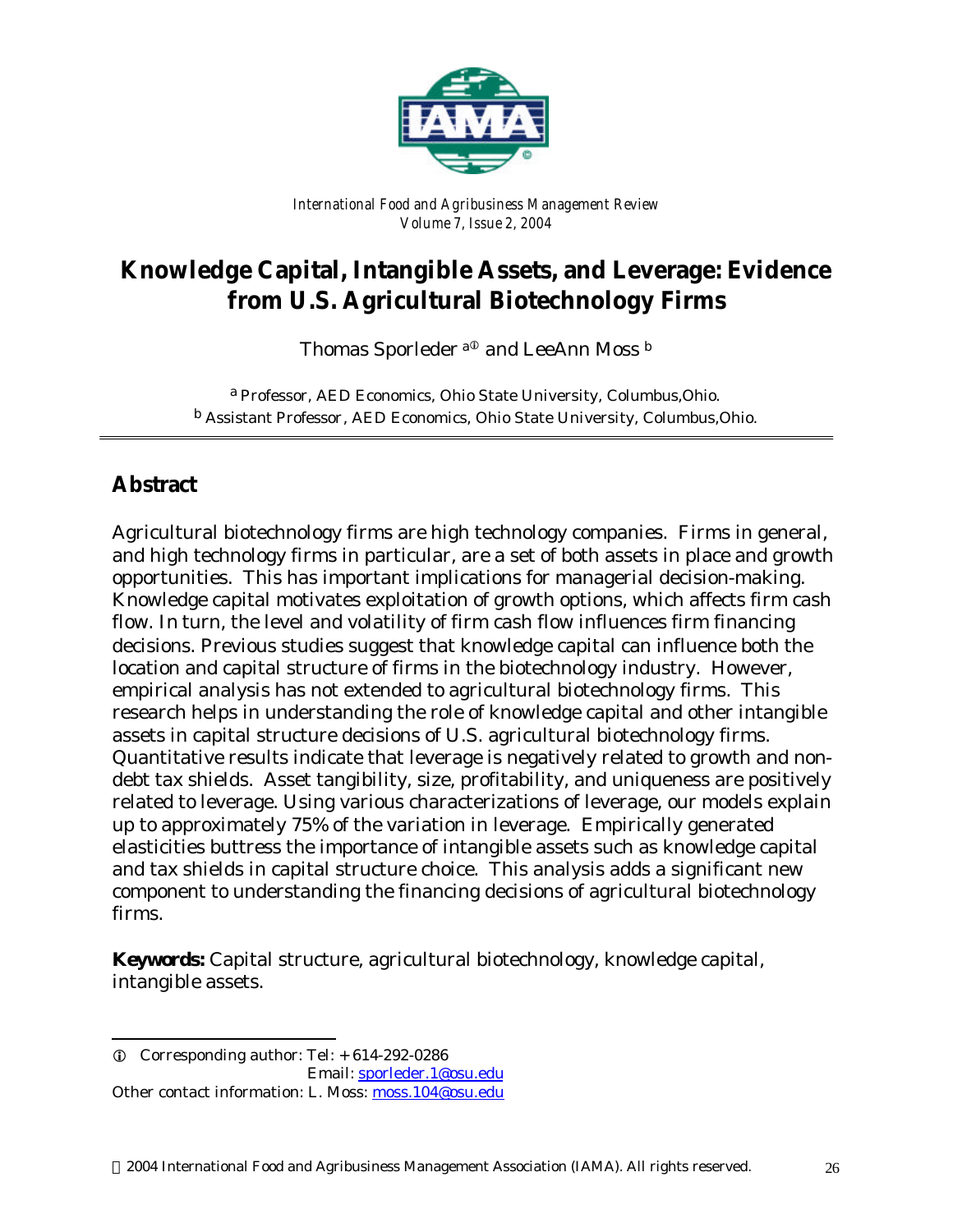*International Food and Agribusiness Management Review*
*Volume 7, Issue 2, 2004*

# Knowledge Capital, Intangible Assets, and Leverage: Evidence from U.S. Agricultural Biotechnology Firms

Thomas Sporleder [a①] and LeeAnn Moss [b]

[a] Professor, AED Economics, Ohio State University, Columbus,Ohio.
[b] Assistant Professor, AED Economics, Ohio State University, Columbus,Ohio.

## Abstract

Agricultural biotechnology firms are high technology companies. Firms in general, and high technology firms in particular, are a set of both assets in place and growth opportunities. This has important implications for managerial decision-making. Knowledge capital motivates exploitation of growth options, which affects firm cash flow. In turn, the level and volatility of firm cash flow influences firm financing decisions. Previous studies suggest that knowledge capital can influence both the location and capital structure of firms in the biotechnology industry. However, empirical analysis has not extended to agricultural biotechnology firms. This research helps in understanding the role of knowledge capital and other intangible assets in capital structure decisions of U.S. agricultural biotechnology firms. Quantitative results indicate that leverage is negatively related to growth and non-debt tax shields. Asset tangibility, size, profitability, and uniqueness are positively related to leverage. Using various characterizations of leverage, our models explain up to approximately 75% of the variation in leverage. Empirically generated elasticities buttress the importance of intangible assets such as knowledge capital and tax shields in capital structure choice. This analysis adds a significant new component to understanding the financing decisions of agricultural biotechnology firms.

**Keywords:** Capital structure, agricultural biotechnology, knowledge capital, intangible assets.

---

① Corresponding author: Tel: + 614-292-0286
Email: sporleder.1@osu.edu
Other contact information: L. Moss: moss.104@osu.edu

© 2004 International Food and Agribusiness Management Association (IAMA). All rights reserved.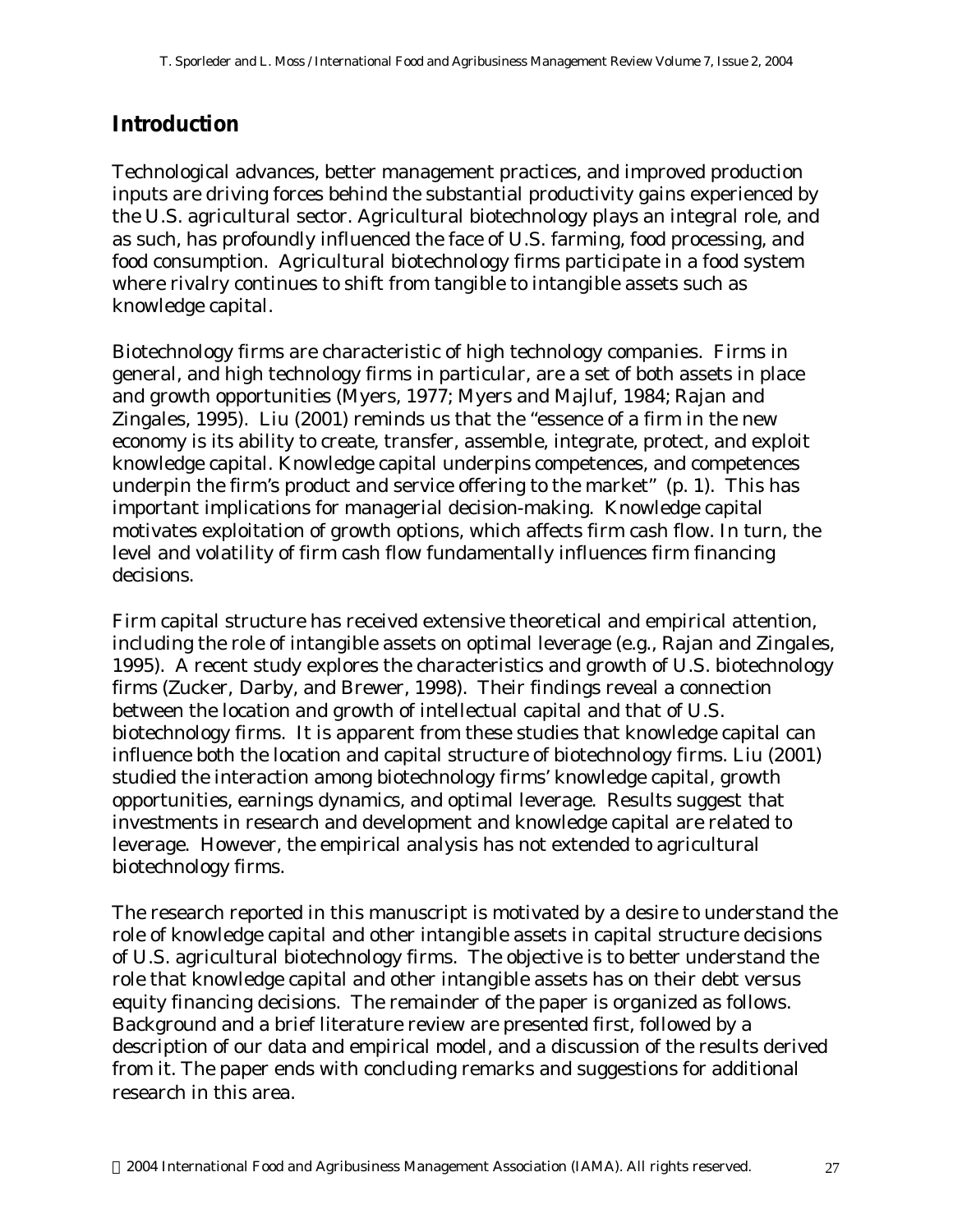## Introduction

Technological advances, better management practices, and improved production inputs are driving forces behind the substantial productivity gains experienced by the U.S. agricultural sector. Agricultural biotechnology plays an integral role, and as such, has profoundly influenced the face of U.S. farming, food processing, and food consumption. Agricultural biotechnology firms participate in a food system where rivalry continues to shift from tangible to intangible assets such as knowledge capital.

Biotechnology firms are characteristic of high technology companies. Firms in general, and high technology firms in particular, are a set of both assets in place and growth opportunities (Myers, 1977; Myers and Majluf, 1984; Rajan and Zingales, 1995). Liu (2001) reminds us that the "essence of a firm in the new economy is its ability to create, transfer, assemble, integrate, protect, and exploit knowledge capital. Knowledge capital underpins competences, and competences underpin the firm's product and service offering to the market" (p. 1). This has important implications for managerial decision-making. Knowledge capital motivates exploitation of growth options, which affects firm cash flow. In turn, the level and volatility of firm cash flow fundamentally influences firm financing decisions.

Firm capital structure has received extensive theoretical and empirical attention, including the role of intangible assets on optimal leverage (e.g., Rajan and Zingales, 1995). A recent study explores the characteristics and growth of U.S. biotechnology firms (Zucker, Darby, and Brewer, 1998). Their findings reveal a connection between the location and growth of intellectual capital and that of U.S. biotechnology firms. It is apparent from these studies that knowledge capital can influence both the location and capital structure of biotechnology firms. Liu (2001) studied the interaction among biotechnology firms' knowledge capital, growth opportunities, earnings dynamics, and optimal leverage. Results suggest that investments in research and development and knowledge capital are related to leverage. However, the empirical analysis has not extended to agricultural biotechnology firms.

The research reported in this manuscript is motivated by a desire to understand the role of knowledge capital and other intangible assets in capital structure decisions of U.S. agricultural biotechnology firms. The objective is to better understand the role that knowledge capital and other intangible assets has on their debt versus equity financing decisions. The remainder of the paper is organized as follows. Background and a brief literature review are presented first, followed by a description of our data and empirical model, and a discussion of the results derived from it. The paper ends with concluding remarks and suggestions for additional research in this area.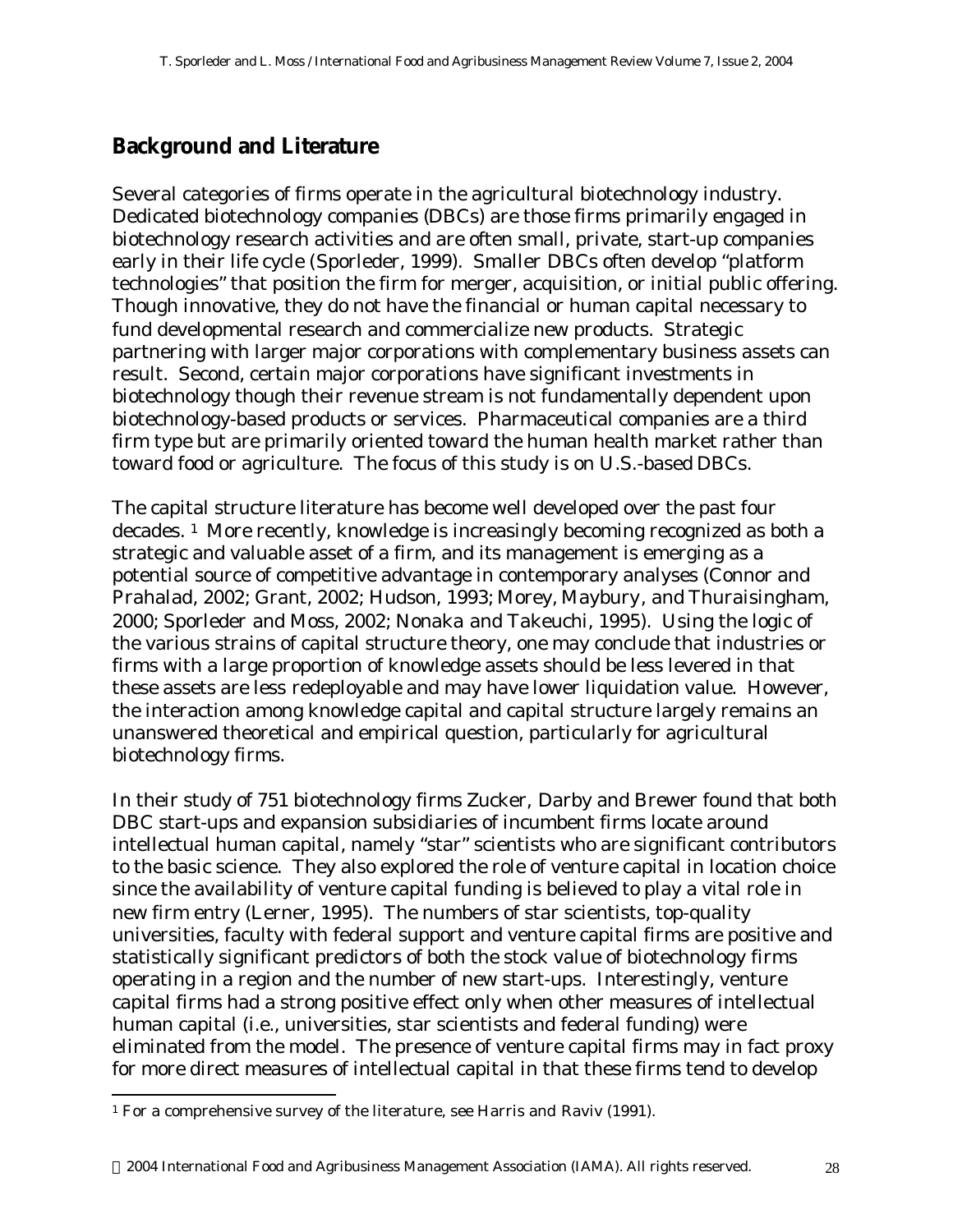## Background and Literature

Several categories of firms operate in the agricultural biotechnology industry. Dedicated biotechnology companies (DBCs) are those firms primarily engaged in biotechnology research activities and are often small, private, start-up companies early in their life cycle (Sporleder, 1999). Smaller DBCs often develop "platform technologies" that position the firm for merger, acquisition, or initial public offering. Though innovative, they do not have the financial or human capital necessary to fund developmental research and commercialize new products. Strategic partnering with larger major corporations with complementary business assets can result. Second, certain major corporations have significant investments in biotechnology though their revenue stream is not fundamentally dependent upon biotechnology-based products or services. Pharmaceutical companies are a third firm type but are primarily oriented toward the human health market rather than toward food or agriculture. The focus of this study is on U.S.-based DBCs.

The capital structure literature has become well developed over the past four decades. [1] More recently, knowledge is increasingly becoming recognized as both a strategic and valuable asset of a firm, and its management is emerging as a potential source of competitive advantage in contemporary analyses (Connor and Prahalad, 2002; Grant, 2002; Hudson, 1993; Morey, Maybury, and Thuraisingham, 2000; Sporleder and Moss, 2002; Nonaka and Takeuchi, 1995). Using the logic of the various strains of capital structure theory, one may conclude that industries or firms with a large proportion of knowledge assets should be less levered in that these assets are less redeployable and may have lower liquidation value. However, the interaction among knowledge capital and capital structure largely remains an unanswered theoretical and empirical question, particularly for agricultural biotechnology firms.

In their study of 751 biotechnology firms Zucker, Darby and Brewer found that both DBC start-ups and expansion subsidiaries of incumbent firms locate around intellectual human capital, namely "star" scientists who are significant contributors to the basic science. They also explored the role of venture capital in location choice since the availability of venture capital funding is believed to play a vital role in new firm entry (Lerner, 1995). The numbers of star scientists, top-quality universities, faculty with federal support and venture capital firms are positive and statistically significant predictors of both the stock value of biotechnology firms operating in a region and the number of new start-ups. Interestingly, venture capital firms had a strong positive effect only when other measures of intellectual human capital (i.e., universities, star scientists and federal funding) were eliminated from the model. The presence of venture capital firms may in fact proxy for more direct measures of intellectual capital in that these firms tend to develop

[1] For a comprehensive survey of the literature, see Harris and Raviv (1991).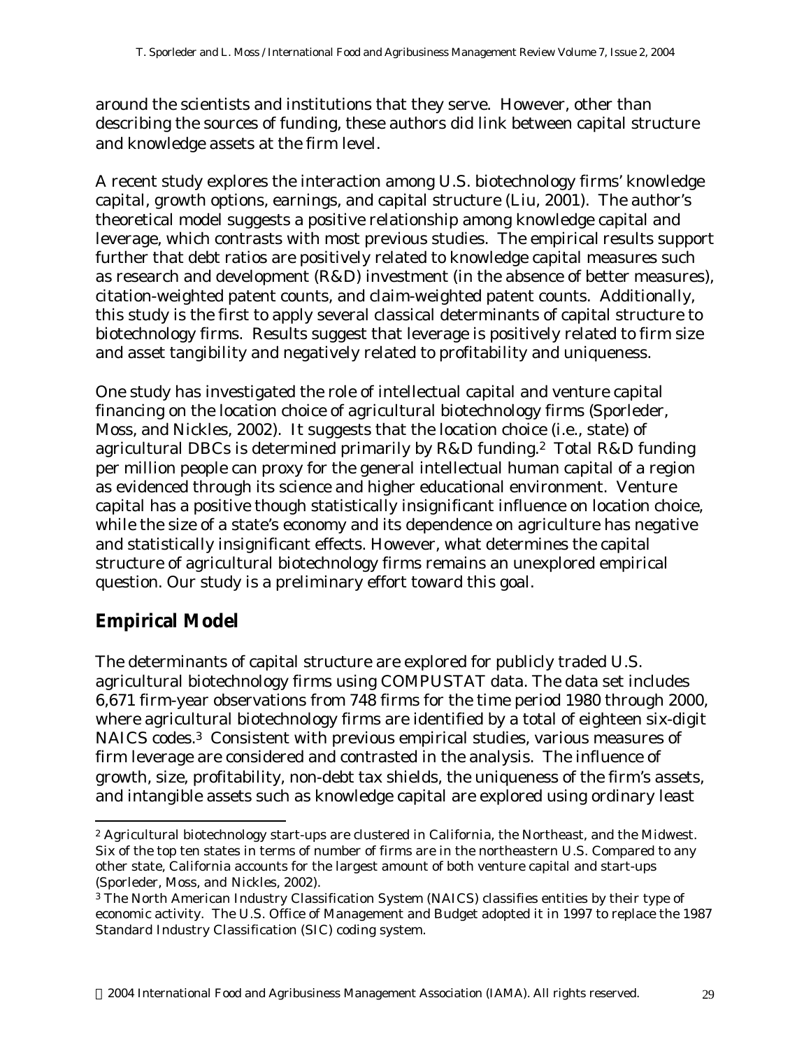around the scientists and institutions that they serve. However, other than describing the sources of funding, these authors did link between capital structure and knowledge assets at the firm level.

A recent study explores the interaction among U.S. biotechnology firms' knowledge capital, growth options, earnings, and capital structure (Liu, 2001). The author's theoretical model suggests a positive relationship among knowledge capital and leverage, which contrasts with most previous studies. The empirical results support further that debt ratios are positively related to knowledge capital measures such as research and development (R&D) investment (in the absence of better measures), citation-weighted patent counts, and claim-weighted patent counts. Additionally, this study is the first to apply several classical determinants of capital structure to biotechnology firms. Results suggest that leverage is positively related to firm size and asset tangibility and negatively related to profitability and uniqueness.

One study has investigated the role of intellectual capital and venture capital financing on the location choice of agricultural biotechnology firms (Sporleder, Moss, and Nickles, 2002). It suggests that the location choice (i.e., state) of agricultural DBCs is determined primarily by R&D funding.[2] Total R&D funding per million people can proxy for the general intellectual human capital of a region as evidenced through its science and higher educational environment. Venture capital has a positive though statistically insignificant influence on location choice, while the size of a state's economy and its dependence on agriculture has negative and statistically insignificant effects. However, what determines the capital structure of agricultural biotechnology firms remains an unexplored empirical question. Our study is a preliminary effort toward this goal.

## Empirical Model

The determinants of capital structure are explored for publicly traded U.S. agricultural biotechnology firms using COMPUSTAT data. The data set includes 6,671 firm-year observations from 748 firms for the time period 1980 through 2000, where agricultural biotechnology firms are identified by a total of eighteen six-digit NAICS codes.[3] Consistent with previous empirical studies, various measures of firm leverage are considered and contrasted in the analysis. The influence of growth, size, profitability, non-debt tax shields, the uniqueness of the firm's assets, and intangible assets such as knowledge capital are explored using ordinary least

---

[2] Agricultural biotechnology start-ups are clustered in California, the Northeast, and the Midwest. Six of the top ten states in terms of number of firms are in the northeastern U.S. Compared to any other state, California accounts for the largest amount of both venture capital and start-ups (Sporleder, Moss, and Nickles, 2002).

[3] The North American Industry Classification System (NAICS) classifies entities by their type of economic activity. The U.S. Office of Management and Budget adopted it in 1997 to replace the 1987 Standard Industry Classification (SIC) coding system.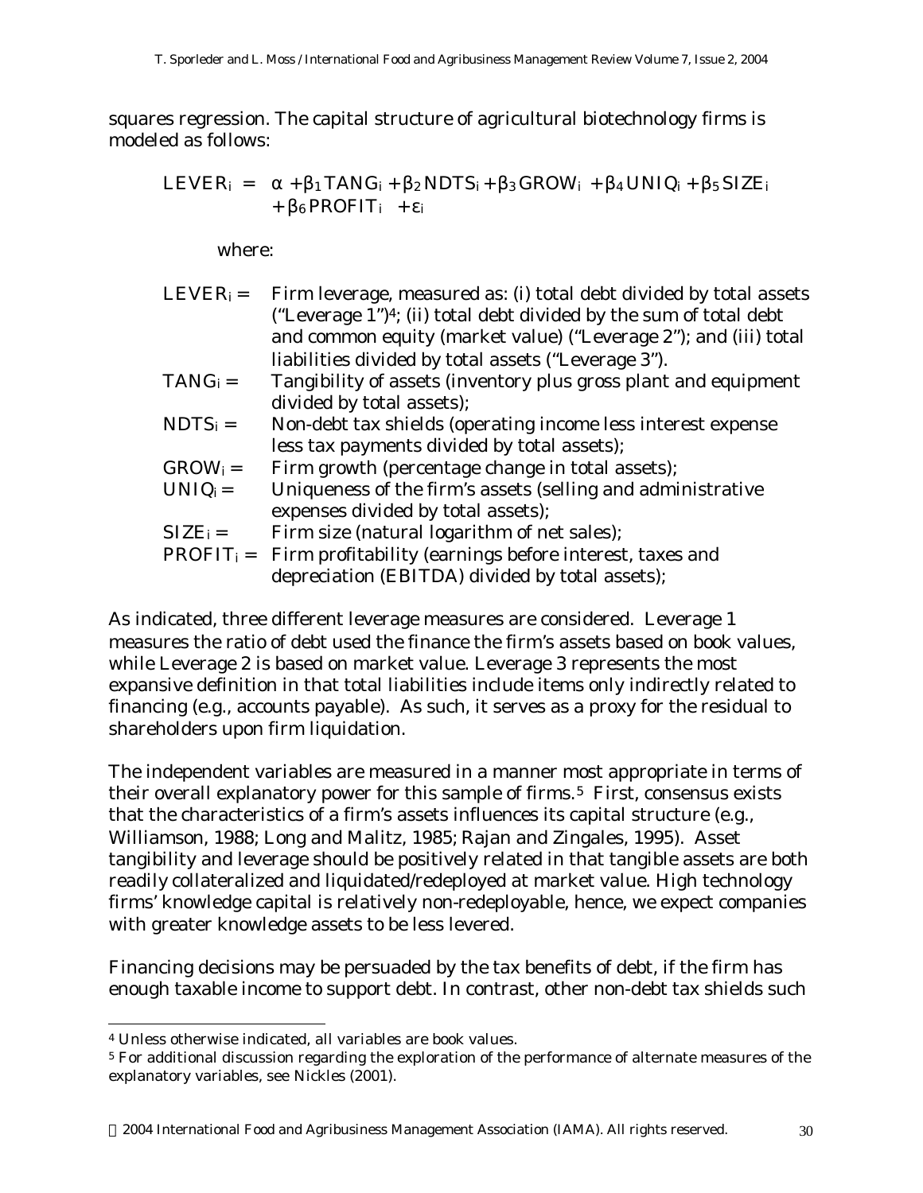squares regression. The capital structure of agricultural biotechnology firms is modeled as follows:

$$LEVER_i = \alpha + \beta_1 TANG_i + \beta_2 NDTS_i + \beta_3 GROW_i + \beta_4 UNIQ_i + \beta_5 SIZE_i + \beta_6 PROFIT_i + \varepsilon_i$$

where:

- $LEVER_i$ = Firm leverage, measured as: (i) total debt divided by total assets ("Leverage 1")[4]; (ii) total debt divided by the sum of total debt and common equity (market value) ("Leverage 2"); and (iii) total liabilities divided by total assets ("Leverage 3").
- $TANG_i$ = Tangibility of assets (inventory plus gross plant and equipment divided by total assets);
- $NDTS_i$ = Non-debt tax shields (operating income less interest expense less tax payments divided by total assets);
- $GROW_i$ = Firm growth (percentage change in total assets);
- $UNIQ_i$ = Uniqueness of the firm's assets (selling and administrative expenses divided by total assets);
- $SIZE_i$ = Firm size (natural logarithm of net sales);
- $PROFIT_i$ = Firm profitability (earnings before interest, taxes and depreciation (EBITDA) divided by total assets);

As indicated, three different leverage measures are considered. Leverage 1 measures the ratio of debt used the finance the firm's assets based on book values, while Leverage 2 is based on market value. Leverage 3 represents the most expansive definition in that total liabilities include items only indirectly related to financing (e.g., accounts payable). As such, it serves as a proxy for the residual to shareholders upon firm liquidation.

The independent variables are measured in a manner most appropriate in terms of their overall explanatory power for this sample of firms.[5] First, consensus exists that the characteristics of a firm's assets influences its capital structure (e.g., Williamson, 1988; Long and Malitz, 1985; Rajan and Zingales, 1995). Asset tangibility and leverage should be positively related in that tangible assets are both readily collateralized and liquidated/redeployed at market value. High technology firms' knowledge capital is relatively non-redeployable, hence, we expect companies with greater knowledge assets to be less levered.

Financing decisions may be persuaded by the tax benefits of debt, if the firm has enough taxable income to support debt. In contrast, other non-debt tax shields such

[4] Unless otherwise indicated, all variables are book values.

[5] For additional discussion regarding the exploration of the performance of alternate measures of the explanatory variables, see Nickles (2001).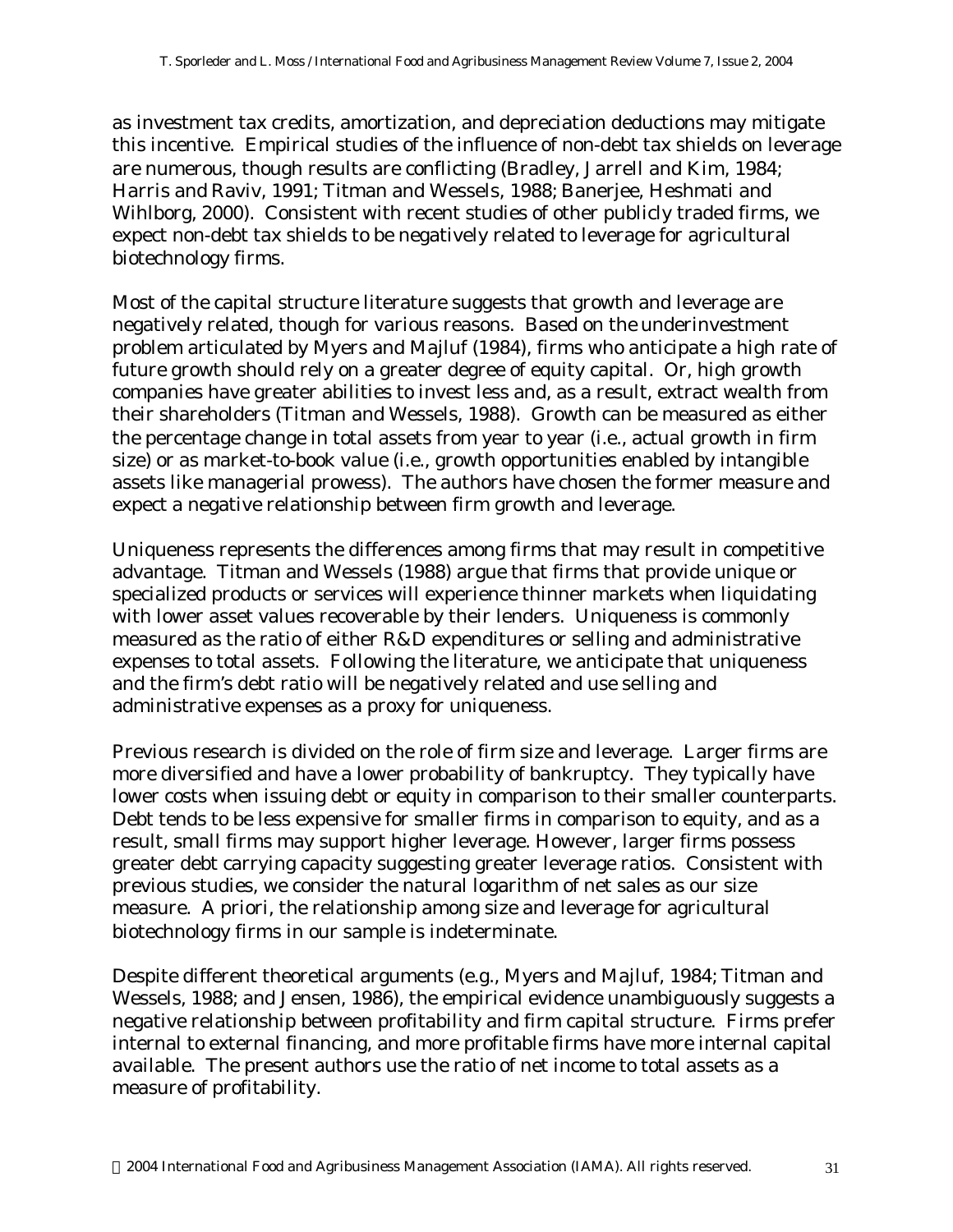as investment tax credits, amortization, and depreciation deductions may mitigate this incentive. Empirical studies of the influence of non-debt tax shields on leverage are numerous, though results are conflicting (Bradley, Jarrell and Kim, 1984; Harris and Raviv, 1991; Titman and Wessels, 1988; Banerjee, Heshmati and Wihlborg, 2000). Consistent with recent studies of other publicly traded firms, we expect non-debt tax shields to be negatively related to leverage for agricultural biotechnology firms.

Most of the capital structure literature suggests that growth and leverage are negatively related, though for various reasons. Based on the underinvestment problem articulated by Myers and Majluf (1984), firms who anticipate a high rate of future growth should rely on a greater degree of equity capital. Or, high growth companies have greater abilities to invest less and, as a result, extract wealth from their shareholders (Titman and Wessels, 1988). Growth can be measured as either the percentage change in total assets from year to year (i.e., actual growth in firm size) or as market-to-book value (i.e., growth opportunities enabled by intangible assets like managerial prowess). The authors have chosen the former measure and expect a negative relationship between firm growth and leverage.

Uniqueness represents the differences among firms that may result in competitive advantage. Titman and Wessels (1988) argue that firms that provide unique or specialized products or services will experience thinner markets when liquidating with lower asset values recoverable by their lenders. Uniqueness is commonly measured as the ratio of either R&D expenditures or selling and administrative expenses to total assets. Following the literature, we anticipate that uniqueness and the firm's debt ratio will be negatively related and use selling and administrative expenses as a proxy for uniqueness.

Previous research is divided on the role of firm size and leverage. Larger firms are more diversified and have a lower probability of bankruptcy. They typically have lower costs when issuing debt or equity in comparison to their smaller counterparts. Debt tends to be less expensive for smaller firms in comparison to equity, and as a result, small firms may support higher leverage. However, larger firms possess greater debt carrying capacity suggesting greater leverage ratios. Consistent with previous studies, we consider the natural logarithm of net sales as our size measure. A priori, the relationship among size and leverage for agricultural biotechnology firms in our sample is indeterminate.

Despite different theoretical arguments (e.g., Myers and Majluf, 1984; Titman and Wessels, 1988; and Jensen, 1986), the empirical evidence unambiguously suggests a negative relationship between profitability and firm capital structure. Firms prefer internal to external financing, and more profitable firms have more internal capital available. The present authors use the ratio of net income to total assets as a measure of profitability.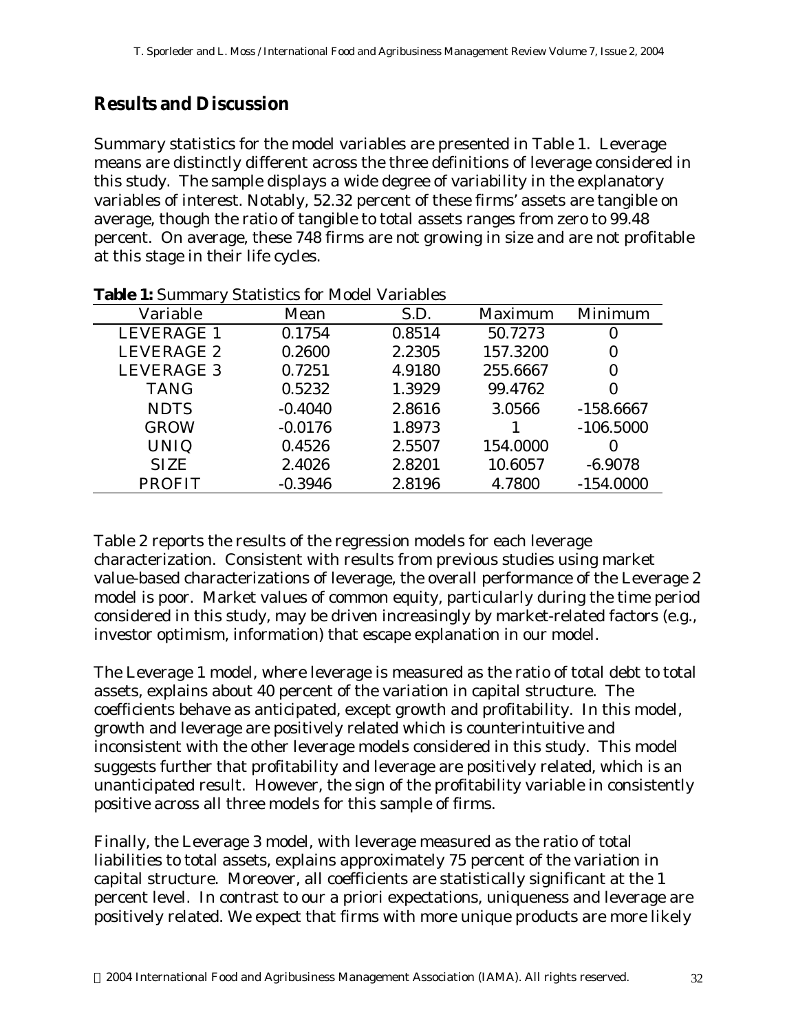## Results and Discussion

Summary statistics for the model variables are presented in Table 1. Leverage means are distinctly different across the three definitions of leverage considered in this study. The sample displays a wide degree of variability in the explanatory variables of interest. Notably, 52.32 percent of these firms' assets are tangible on average, though the ratio of tangible to total assets ranges from zero to 99.48 percent. On average, these 748 firms are not growing in size and are not profitable at this stage in their life cycles.

**Table 1:** Summary Statistics for Model Variables

| Variable | Mean | S.D. | Maximum | Minimum |
|---|---|---|---|---|
| LEVERAGE 1 | 0.1754 | 0.8514 | 50.7273 | 0 |
| LEVERAGE 2 | 0.2600 | 2.2305 | 157.3200 | 0 |
| LEVERAGE 3 | 0.7251 | 4.9180 | 255.6667 | 0 |
| TANG | 0.5232 | 1.3929 | 99.4762 | 0 |
| NDTS | -0.4040 | 2.8616 | 3.0566 | -158.6667 |
| GROW | -0.0176 | 1.8973 | 1 | -106.5000 |
| UNIQ | 0.4526 | 2.5507 | 154.0000 | 0 |
| SIZE | 2.4026 | 2.8201 | 10.6057 | -6.9078 |
| PROFIT | -0.3946 | 2.8196 | 4.7800 | -154.0000 |

Table 2 reports the results of the regression models for each leverage characterization. Consistent with results from previous studies using market value-based characterizations of leverage, the overall performance of the Leverage 2 model is poor. Market values of common equity, particularly during the time period considered in this study, may be driven increasingly by market-related factors (e.g., investor optimism, information) that escape explanation in our model.

The Leverage 1 model, where leverage is measured as the ratio of total debt to total assets, explains about 40 percent of the variation in capital structure. The coefficients behave as anticipated, except growth and profitability. In this model, growth and leverage are positively related which is counterintuitive and inconsistent with the other leverage models considered in this study. This model suggests further that profitability and leverage are positively related, which is an unanticipated result. However, the sign of the profitability variable in consistently positive across all three models for this sample of firms.

Finally, the Leverage 3 model, with leverage measured as the ratio of total liabilities to total assets, explains approximately 75 percent of the variation in capital structure. Moreover, all coefficients are statistically significant at the 1 percent level. In contrast to our a priori expectations, uniqueness and leverage are positively related. We expect that firms with more unique products are more likely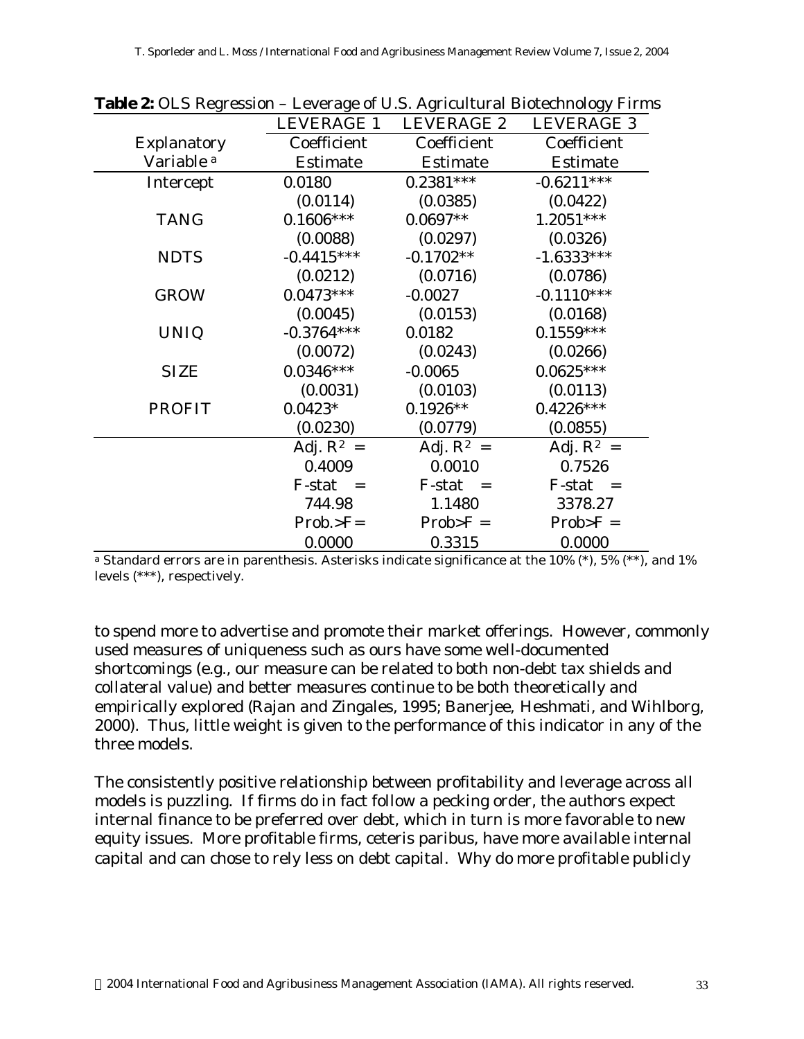**Table 2:** OLS Regression – Leverage of U.S. Agricultural Biotechnology Firms

| Explanatory Variable [a] | LEVERAGE 1 Coefficient Estimate | LEVERAGE 2 Coefficient Estimate | LEVERAGE 3 Coefficient Estimate |
|---|---|---|---|
| Intercept | 0.0180 | 0.2381*** | -0.6211*** |
| | (0.0114) | (0.0385) | (0.0422) |
| TANG | 0.1606*** | 0.0697** | 1.2051*** |
| | (0.0088) | (0.0297) | (0.0326) |
| NDTS | -0.4415*** | -0.1702** | -1.6333*** |
| | (0.0212) | (0.0716) | (0.0786) |
| GROW | 0.0473*** | -0.0027 | -0.1110*** |
| | (0.0045) | (0.0153) | (0.0168) |
| UNIQ | -0.3764*** | 0.0182 | 0.1559*** |
| | (0.0072) | (0.0243) | (0.0266) |
| SIZE | 0.0346*** | -0.0065 | 0.0625*** |
| | (0.0031) | (0.0103) | (0.0113) |
| PROFIT | 0.0423* | 0.1926** | 0.4226*** |
| | (0.0230) | (0.0779) | (0.0855) |
| | Adj. $R^2$ = 0.4009 | Adj. $R^2$ = 0.0010 | Adj. $R^2$ = 0.7526 |
| | F-stat = 744.98 | F-stat = 1.1480 | F-stat = 3378.27 |
| | Prob.>F = 0.0000 | Prob>F = 0.3315 | Prob>F = 0.0000 |

[a] Standard errors are in parenthesis. Asterisks indicate significance at the 10% (*), 5% (**), and 1% levels (***), respectively.

to spend more to advertise and promote their market offerings. However, commonly used measures of uniqueness such as ours have some well-documented shortcomings (e.g., our measure can be related to both non-debt tax shields and collateral value) and better measures continue to be both theoretically and empirically explored (Rajan and Zingales, 1995; Banerjee, Heshmati, and Wihlborg, 2000). Thus, little weight is given to the performance of this indicator in any of the three models.

The consistently positive relationship between profitability and leverage across all models is puzzling. If firms do in fact follow a pecking order, the authors expect internal finance to be preferred over debt, which in turn is more favorable to new equity issues. More profitable firms, ceteris paribus, have more available internal capital and can chose to rely less on debt capital. Why do more profitable publicly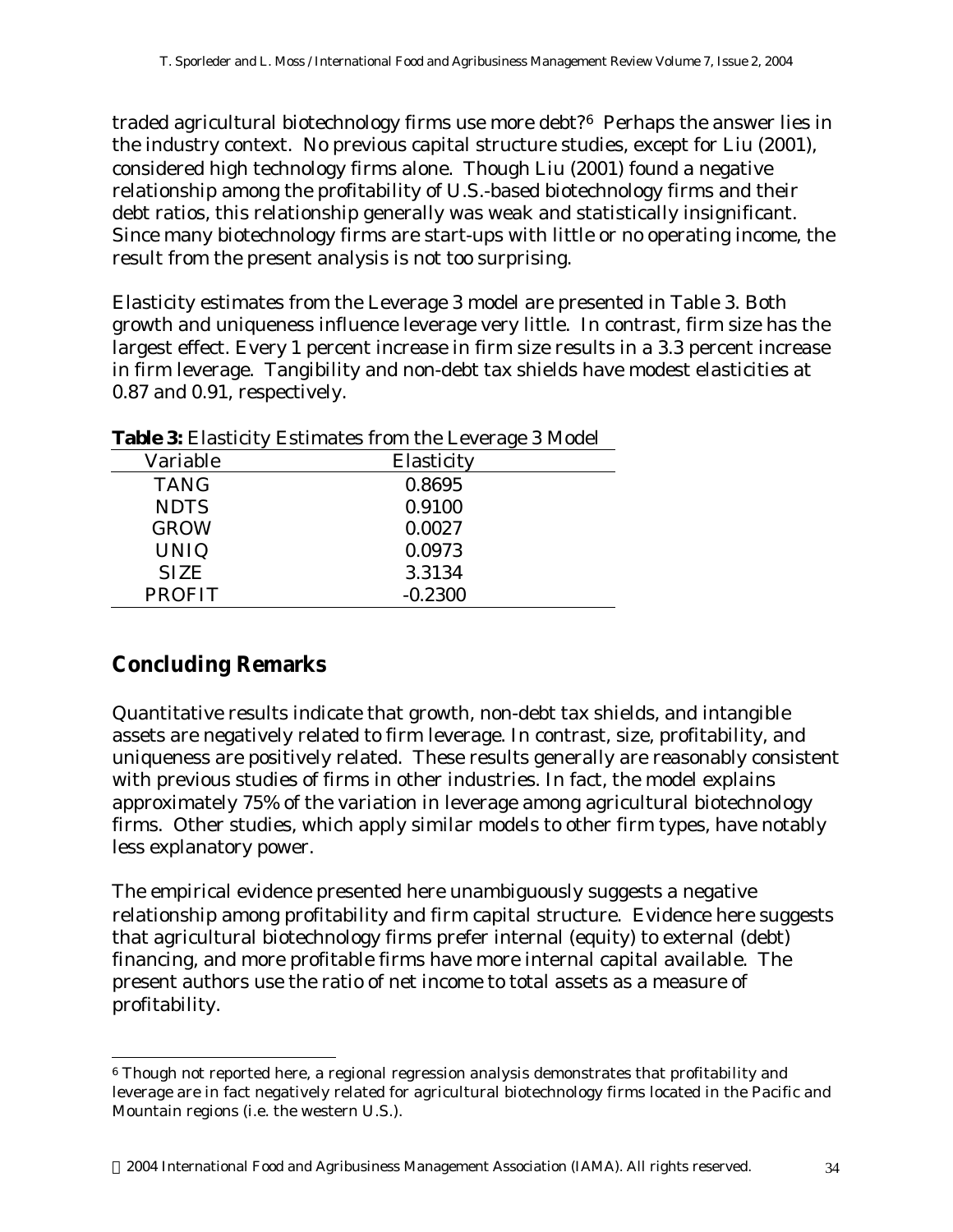traded agricultural biotechnology firms use more debt?[6] Perhaps the answer lies in the industry context. No previous capital structure studies, except for Liu (2001), considered high technology firms alone. Though Liu (2001) found a negative relationship among the profitability of U.S.-based biotechnology firms and their debt ratios, this relationship generally was weak and statistically insignificant. Since many biotechnology firms are start-ups with little or no operating income, the result from the present analysis is not too surprising.

Elasticity estimates from the Leverage 3 model are presented in Table 3. Both growth and uniqueness influence leverage very little. In contrast, firm size has the largest effect. Every 1 percent increase in firm size results in a 3.3 percent increase in firm leverage. Tangibility and non-debt tax shields have modest elasticities at 0.87 and 0.91, respectively.

**Table 3:** Elasticity Estimates from the Leverage 3 Model

| Variable | Elasticity |
|---|---|
| TANG | 0.8695 |
| NDTS | 0.9100 |
| GROW | 0.0027 |
| UNIQ | 0.0973 |
| SIZE | 3.3134 |
| PROFIT | -0.2300 |

## Concluding Remarks

Quantitative results indicate that growth, non-debt tax shields, and intangible assets are negatively related to firm leverage. In contrast, size, profitability, and uniqueness are positively related. These results generally are reasonably consistent with previous studies of firms in other industries. In fact, the model explains approximately 75% of the variation in leverage among agricultural biotechnology firms. Other studies, which apply similar models to other firm types, have notably less explanatory power.

The empirical evidence presented here unambiguously suggests a negative relationship among profitability and firm capital structure. Evidence here suggests that agricultural biotechnology firms prefer internal (equity) to external (debt) financing, and more profitable firms have more internal capital available. The present authors use the ratio of net income to total assets as a measure of profitability.

[6] Though not reported here, a regional regression analysis demonstrates that profitability and leverage are in fact negatively related for agricultural biotechnology firms located in the Pacific and Mountain regions (i.e. the western U.S.).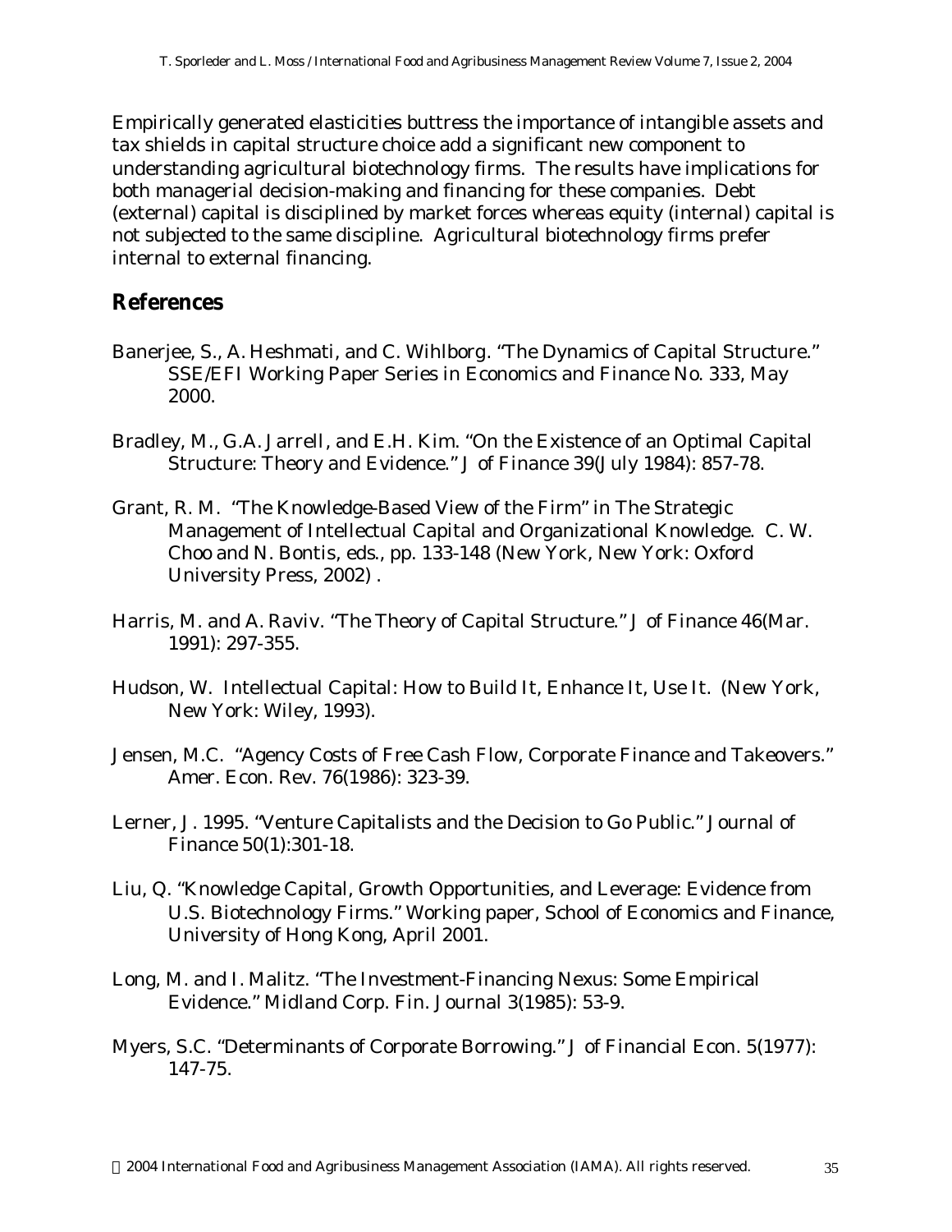Empirically generated elasticities buttress the importance of intangible assets and tax shields in capital structure choice add a significant new component to understanding agricultural biotechnology firms. The results have implications for both managerial decision-making and financing for these companies. Debt (external) capital is disciplined by market forces whereas equity (internal) capital is not subjected to the same discipline. Agricultural biotechnology firms prefer internal to external financing.

## References

Banerjee, S., A. Heshmati, and C. Wihlborg. "The Dynamics of Capital Structure." SSE/EFI Working Paper Series in Economics and Finance No. 333, May 2000.

Bradley, M., G.A. Jarrell, and E.H. Kim. "On the Existence of an Optimal Capital Structure: Theory and Evidence." J of Finance 39(July 1984): 857-78.

Grant, R. M. "The Knowledge-Based View of the Firm" in The Strategic Management of Intellectual Capital and Organizational Knowledge. C. W. Choo and N. Bontis, eds., pp. 133-148 (New York, New York: Oxford University Press, 2002) .

Harris, M. and A. Raviv. "The Theory of Capital Structure." J of Finance 46(Mar. 1991): 297-355.

Hudson, W. Intellectual Capital: How to Build It, Enhance It, Use It. (New York, New York: Wiley, 1993).

Jensen, M.C. "Agency Costs of Free Cash Flow, Corporate Finance and Takeovers." Amer. Econ. Rev. 76(1986): 323-39.

Lerner, J. 1995. "Venture Capitalists and the Decision to Go Public." Journal of Finance 50(1):301-18.

Liu, Q. "Knowledge Capital, Growth Opportunities, and Leverage: Evidence from U.S. Biotechnology Firms." Working paper, School of Economics and Finance, University of Hong Kong, April 2001.

Long, M. and I. Malitz. "The Investment-Financing Nexus: Some Empirical Evidence." Midland Corp. Fin. Journal 3(1985): 53-9.

Myers, S.C. "Determinants of Corporate Borrowing." J of Financial Econ. 5(1977): 147-75.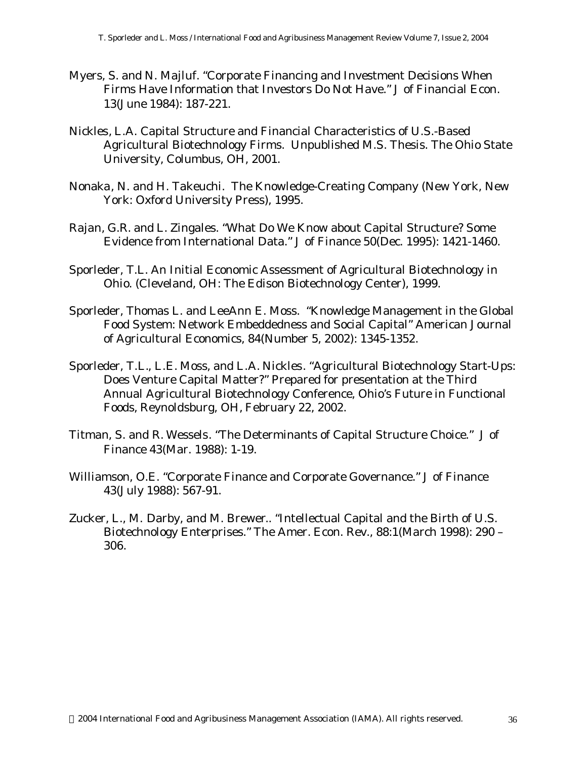Myers, S. and N. Majluf. "Corporate Financing and Investment Decisions When Firms Have Information that Investors Do Not Have." J of Financial Econ. 13(June 1984): 187-221.

Nickles, L.A. Capital Structure and Financial Characteristics of U.S.-Based Agricultural Biotechnology Firms. Unpublished M.S. Thesis. The Ohio State University, Columbus, OH, 2001.

Nonaka, N. and H. Takeuchi. The Knowledge-Creating Company (New York, New York: Oxford University Press), 1995.

Rajan, G.R. and L. Zingales. "What Do We Know about Capital Structure? Some Evidence from International Data." J of Finance 50(Dec. 1995): 1421-1460.

Sporleder, T.L. An Initial Economic Assessment of Agricultural Biotechnology in Ohio. (Cleveland, OH: The Edison Biotechnology Center), 1999.

Sporleder, Thomas L. and LeeAnn E. Moss. "Knowledge Management in the Global Food System: Network Embeddedness and Social Capital" American Journal of Agricultural Economics, 84(Number 5, 2002): 1345-1352.

Sporleder, T.L., L.E. Moss, and L.A. Nickles. "Agricultural Biotechnology Start-Ups: Does Venture Capital Matter?" Prepared for presentation at the Third Annual Agricultural Biotechnology Conference, Ohio's Future in Functional Foods, Reynoldsburg, OH, February 22, 2002.

Titman, S. and R. Wessels. "The Determinants of Capital Structure Choice." J of Finance 43(Mar. 1988): 1-19.

Williamson, O.E. "Corporate Finance and Corporate Governance." J of Finance 43(July 1988): 567-91.

Zucker, L., M. Darby, and M. Brewer.. "Intellectual Capital and the Birth of U.S. Biotechnology Enterprises." The Amer. Econ. Rev., 88:1(March 1998): 290 – 306.